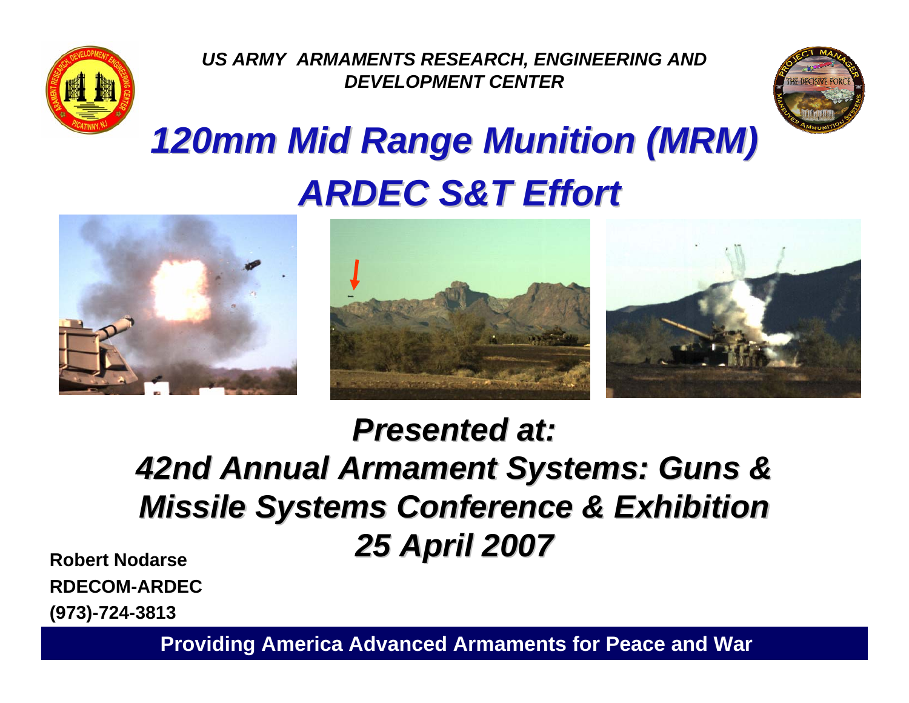**US ARMY ARMAMENTS RESEARCH, ENGINEERING AND DEVELOPMENT CENTER**

# *120mm Mid Range Munition (MRM)*
# *ARDEC S&T Effort*

## *Presented at:*
## *42nd Annual Armament Systems: Guns & Missile Systems Conference & Exhibition*
## *25 April 2007*

**Robert Nodarse**
**RDECOM-ARDEC**
**(973)-724-3813**

**Providing America Advanced Armaments for Peace and War**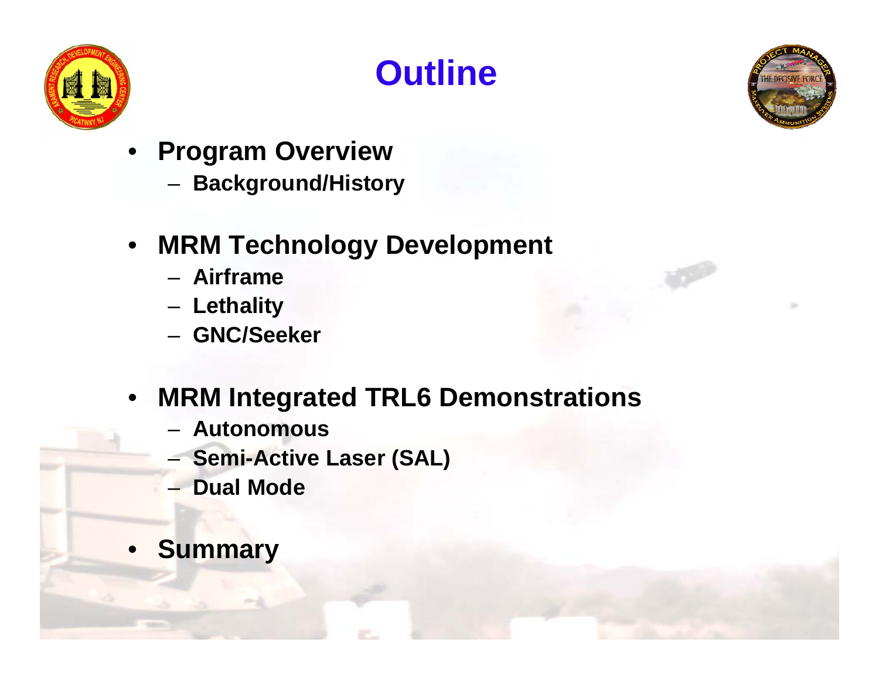# Outline

- **Program Overview**
  - **Background/History**
- **MRM Technology Development**
  - **Airframe**
  - **Lethality**
  - **GNC/Seeker**
- **MRM Integrated TRL6 Demonstrations**
  - **Autonomous**
  - **Semi-Active Laser (SAL)**
  - **Dual Mode**
- **Summary**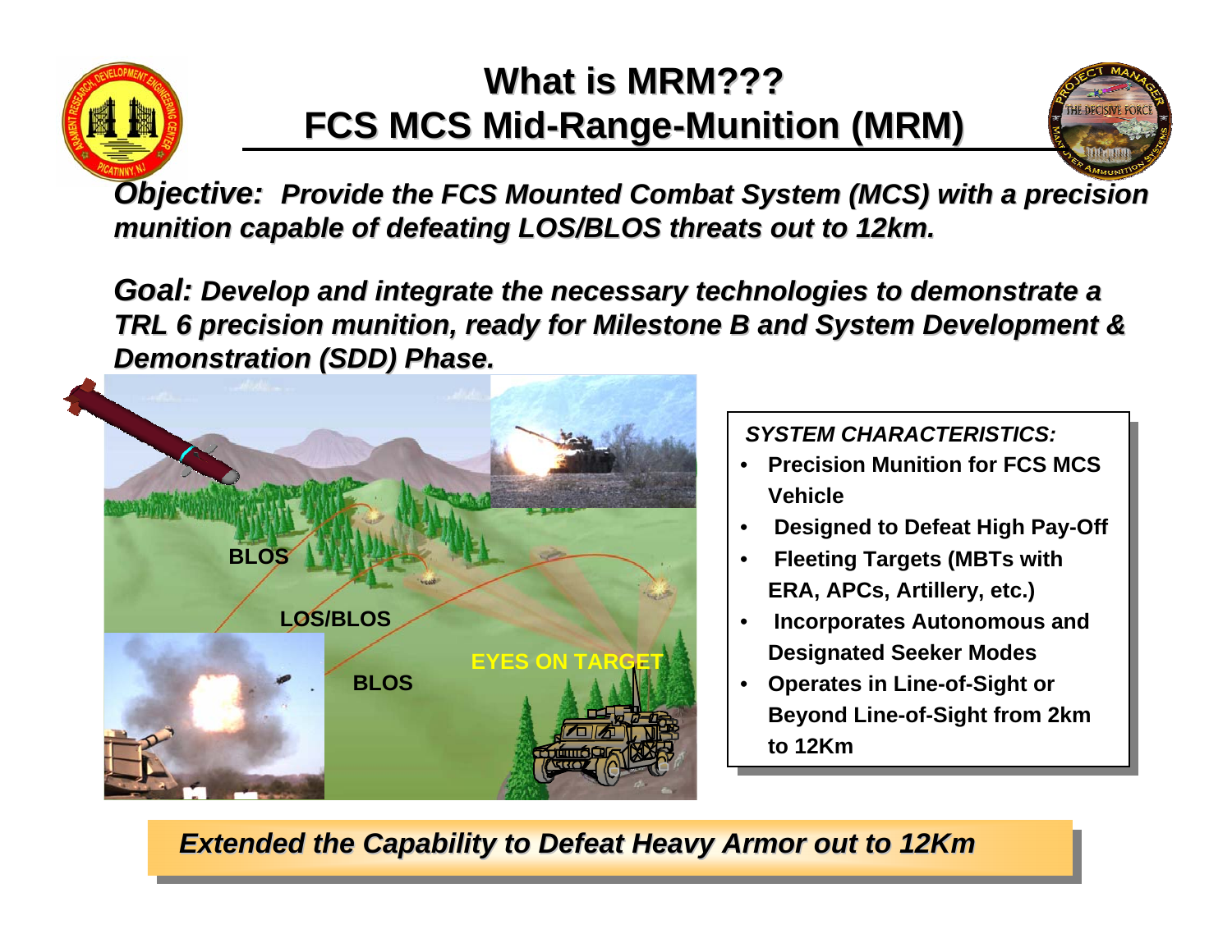# What is MRM???
# FCS MCS Mid-Range-Munition (MRM)

***Objective:** Provide the FCS Mounted Combat System (MCS) with a precision munition capable of defeating LOS/BLOS threats out to 12km.*

***Goal:** Develop and integrate the necessary technologies to demonstrate a TRL 6 precision munition, ready for Milestone B and System Development & Demonstration (SDD) Phase.*

BLOS

LOS/BLOS

BLOS

EYES ON TARGET

*SYSTEM CHARACTERISTICS:*

- **Precision Munition for FCS MCS Vehicle**
- **Designed to Defeat High Pay-Off**
- **Fleeting Targets (MBTs with ERA, APCs, Artillery, etc.)**
- **Incorporates Autonomous and Designated Seeker Modes**
- **Operates in Line-of-Sight or Beyond Line-of-Sight from 2km to 12Km**

***Extended the Capability to Defeat Heavy Armor out to 12Km***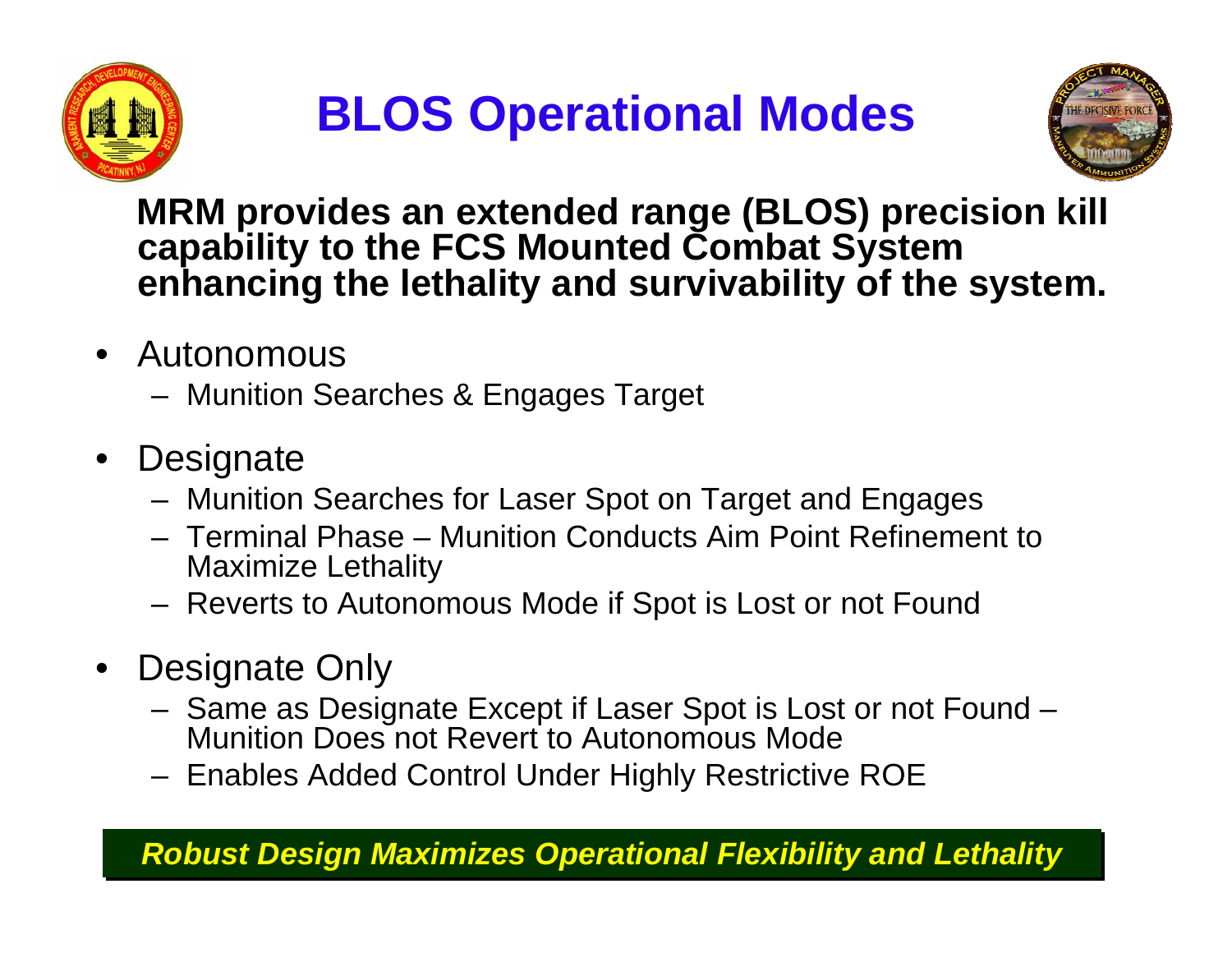# BLOS Operational Modes

**MRM provides an extended range (BLOS) precision kill capability to the FCS Mounted Combat System enhancing the lethality and survivability of the system.**

- Autonomous
  - Munition Searches & Engages Target
- Designate
  - Munition Searches for Laser Spot on Target and Engages
  - Terminal Phase – Munition Conducts Aim Point Refinement to Maximize Lethality
  - Reverts to Autonomous Mode if Spot is Lost or not Found
- Designate Only
  - Same as Designate Except if Laser Spot is Lost or not Found – Munition Does not Revert to Autonomous Mode
  - Enables Added Control Under Highly Restrictive ROE

***Robust Design Maximizes Operational Flexibility and Lethality***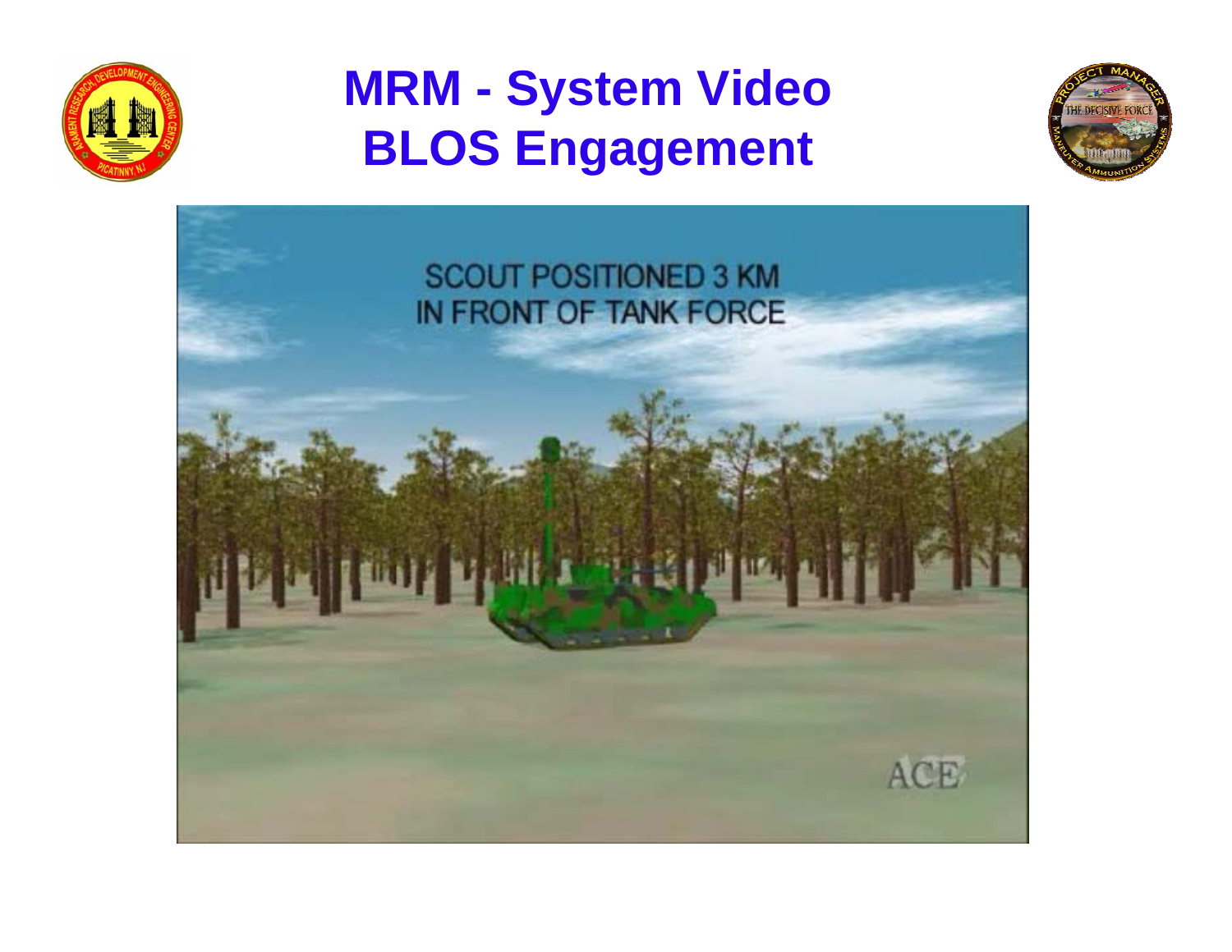# MRM - System Video
# BLOS Engagement

SCOUT POSITIONED 3 KM
IN FRONT OF TANK FORCE

ACE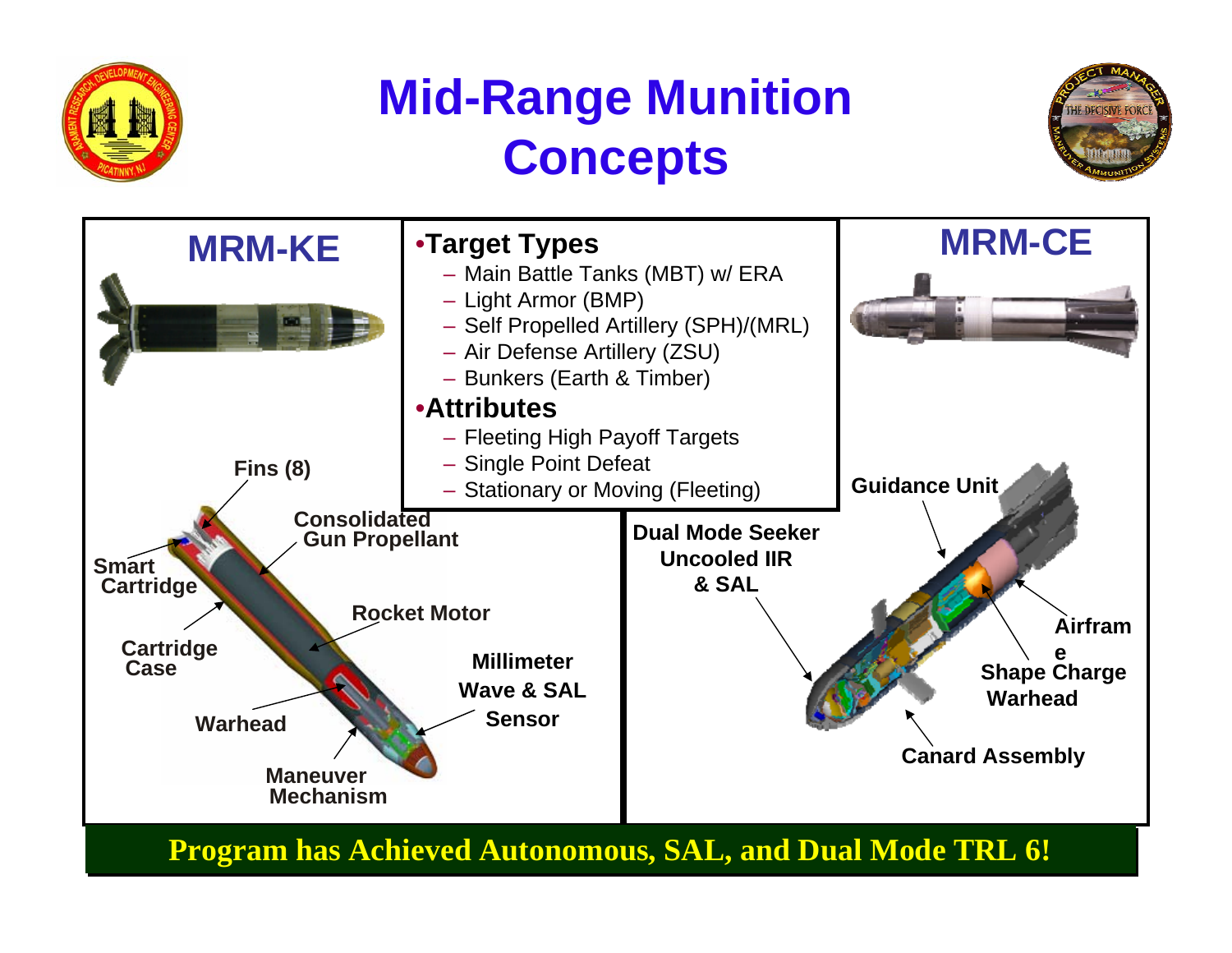# Mid-Range Munition Concepts

## MRM-KE

Fins (8)

Smart Cartridge

Consolidated Gun Propellant

Cartridge Case

Rocket Motor

Warhead

Millimeter Wave & SAL Sensor

Maneuver Mechanism

- **Target Types**
  - Main Battle Tanks (MBT) w/ ERA
  - Light Armor (BMP)
  - Self Propelled Artillery (SPH)/(MRL)
  - Air Defense Artillery (ZSU)
  - Bunkers (Earth & Timber)
- **Attributes**
  - Fleeting High Payoff Targets
  - Single Point Defeat
  - Stationary or Moving (Fleeting)

## MRM-CE

Guidance Unit

Dual Mode Seeker Uncooled IIR & SAL

Airframe

Shape Charge Warhead

Canard Assembly

**Program has Achieved Autonomous, SAL, and Dual Mode TRL 6!**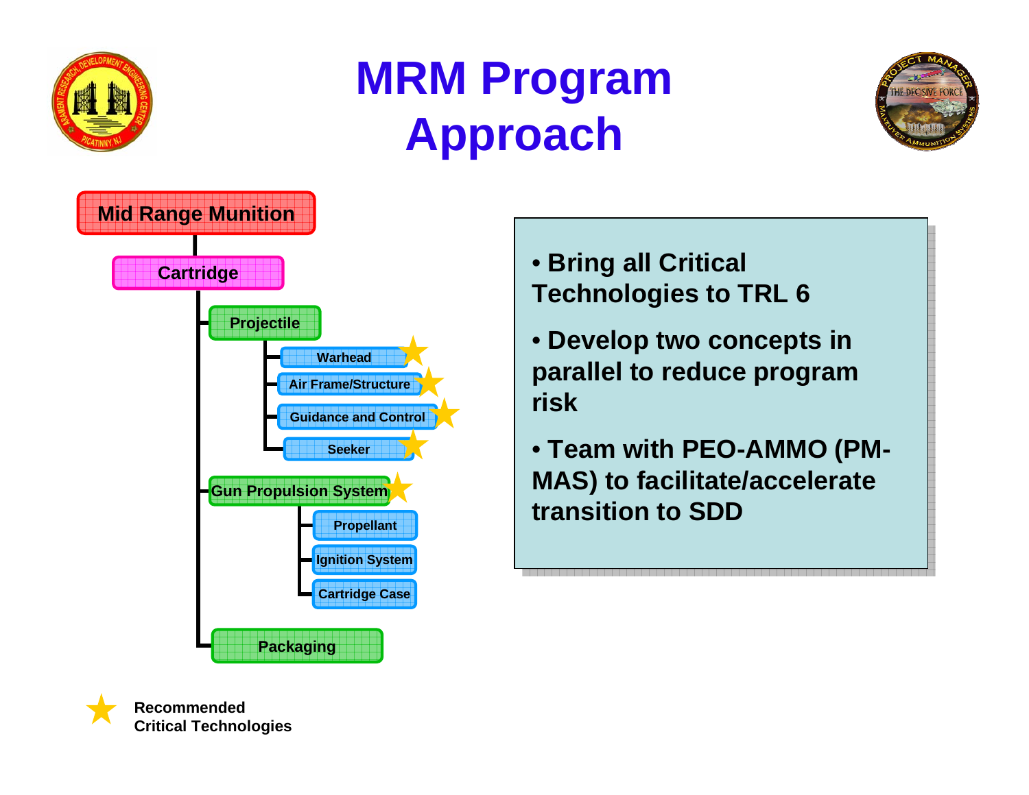# MRM Program Approach

- Mid Range Munition
  - Cartridge
    - Projectile
      - Warhead ★
      - Air Frame/Structure ★
      - Guidance and Control ★
      - Seeker ★
    - Gun Propulsion System ★
      - Propellant
      - Ignition System
      - Cartridge Case
    - Packaging

★ Recommended Critical Technologies

- **Bring all Critical Technologies to TRL 6**
- **Develop two concepts in parallel to reduce program risk**
- **Team with PEO-AMMO (PM-MAS) to facilitate/accelerate transition to SDD**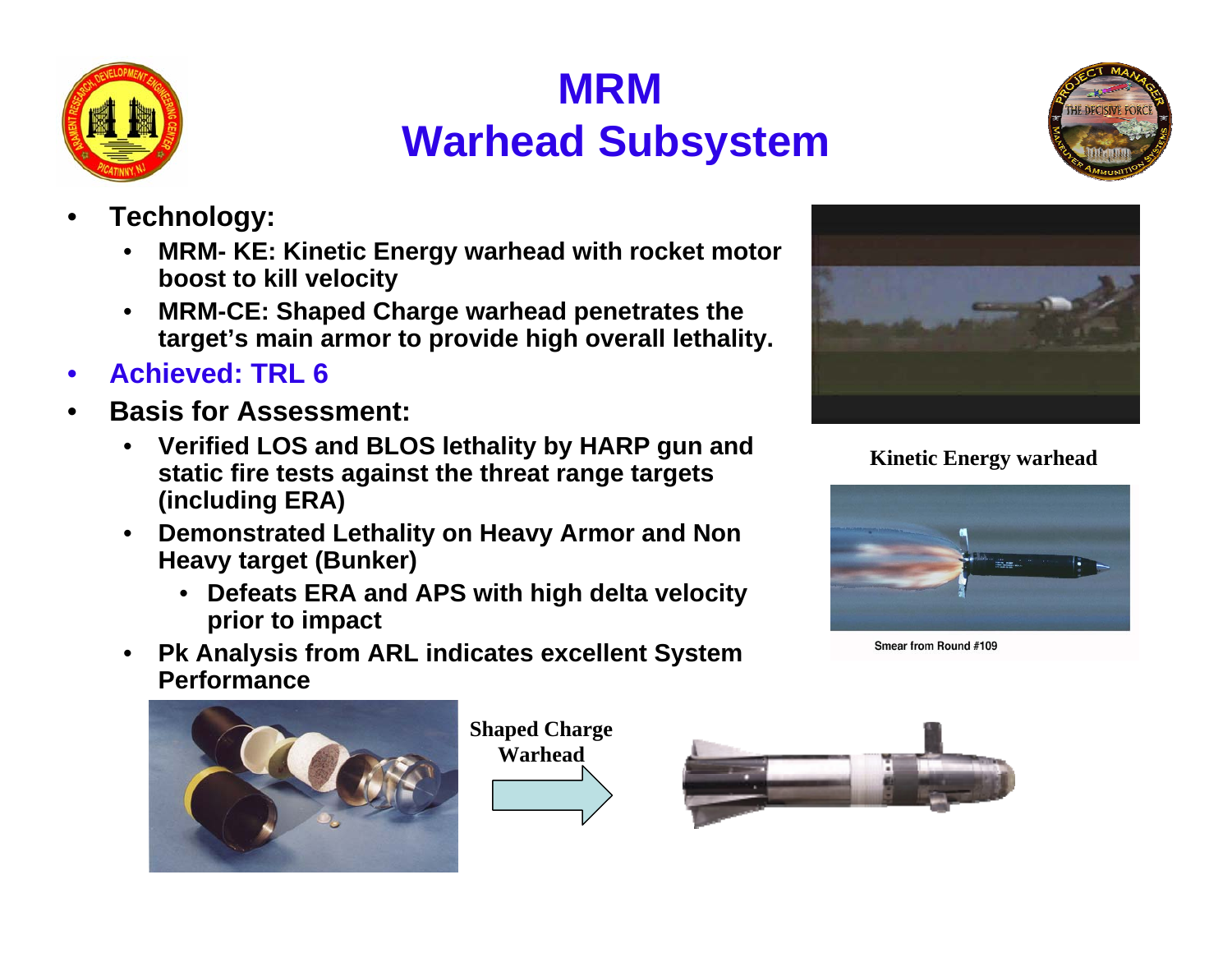# MRM
# Warhead Subsystem

- **Technology:**
  - **MRM- KE: Kinetic Energy warhead with rocket motor boost to kill velocity**
  - **MRM-CE: Shaped Charge warhead penetrates the target's main armor to provide high overall lethality.**
- **Achieved: TRL 6**
- **Basis for Assessment:**
  - **Verified LOS and BLOS lethality by HARP gun and static fire tests against the threat range targets (including ERA)**
  - **Demonstrated Lethality on Heavy Armor and Non Heavy target (Bunker)**
    - **Defeats ERA and APS with high delta velocity prior to impact**
  - **Pk Analysis from ARL indicates excellent System Performance**

**Kinetic Energy warhead**

Smear from Round #109

**Shaped Charge Warhead**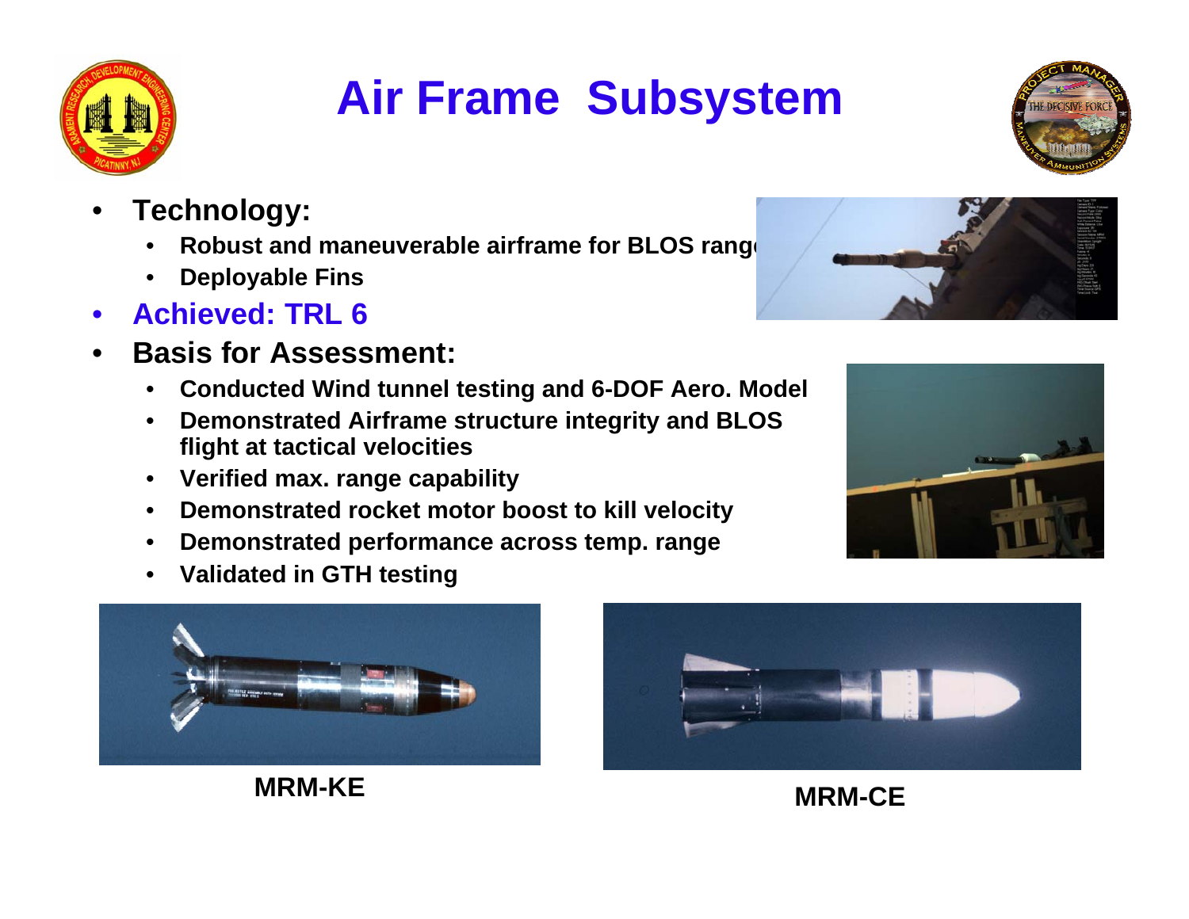# Air Frame Subsystem

- **Technology:**
  - **Robust and maneuverable airframe for BLOS range**
  - **Deployable Fins**
- **Achieved: TRL 6**
- **Basis for Assessment:**
  - **Conducted Wind tunnel testing and 6-DOF Aero. Model**
  - **Demonstrated Airframe structure integrity and BLOS flight at tactical velocities**
  - **Verified max. range capability**
  - **Demonstrated rocket motor boost to kill velocity**
  - **Demonstrated performance across temp. range**
  - **Validated in GTH testing**

**MRM-KE**

**MRM-CE**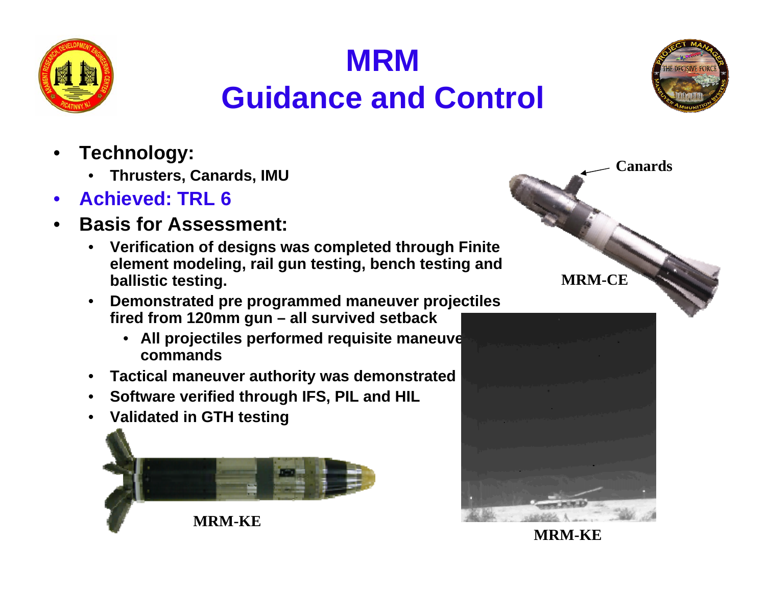# MRM
# Guidance and Control

- **Technology:**
  - **Thrusters, Canards, IMU**
- **Achieved: TRL 6**
- **Basis for Assessment:**
  - **Verification of designs was completed through Finite element modeling, rail gun testing, bench testing and ballistic testing.**
  - **Demonstrated pre programmed maneuver projectiles fired from 120mm gun – all survived setback**
    - **All projectiles performed requisite maneuver commands**
  - **Tactical maneuver authority was demonstrated**
  - **Software verified through IFS, PIL and HIL**
  - **Validated in GTH testing**

Canards

MRM-CE

MRM-KE

MRM-KE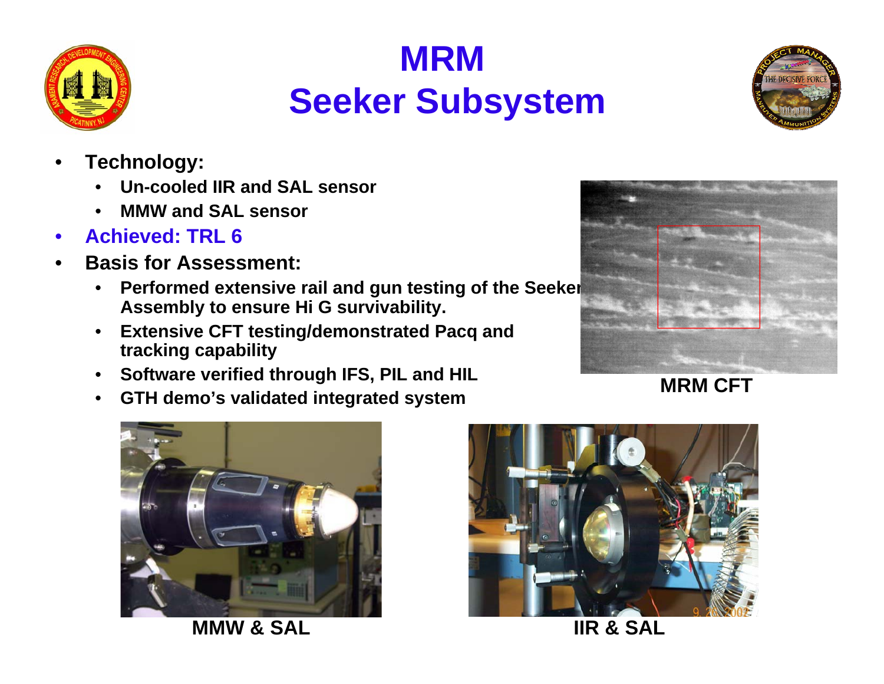# MRM
# Seeker Subsystem

- **Technology:**
  - **Un-cooled IIR and SAL sensor**
  - **MMW and SAL sensor**
- **Achieved: TRL 6**
- **Basis for Assessment:**
  - **Performed extensive rail and gun testing of the Seeker Assembly to ensure Hi G survivability.**
  - **Extensive CFT testing/demonstrated Pacq and tracking capability**
  - **Software verified through IFS, PIL and HIL**
  - **GTH demo's validated integrated system**

**MRM CFT**

**MMW & SAL**

**IIR & SAL**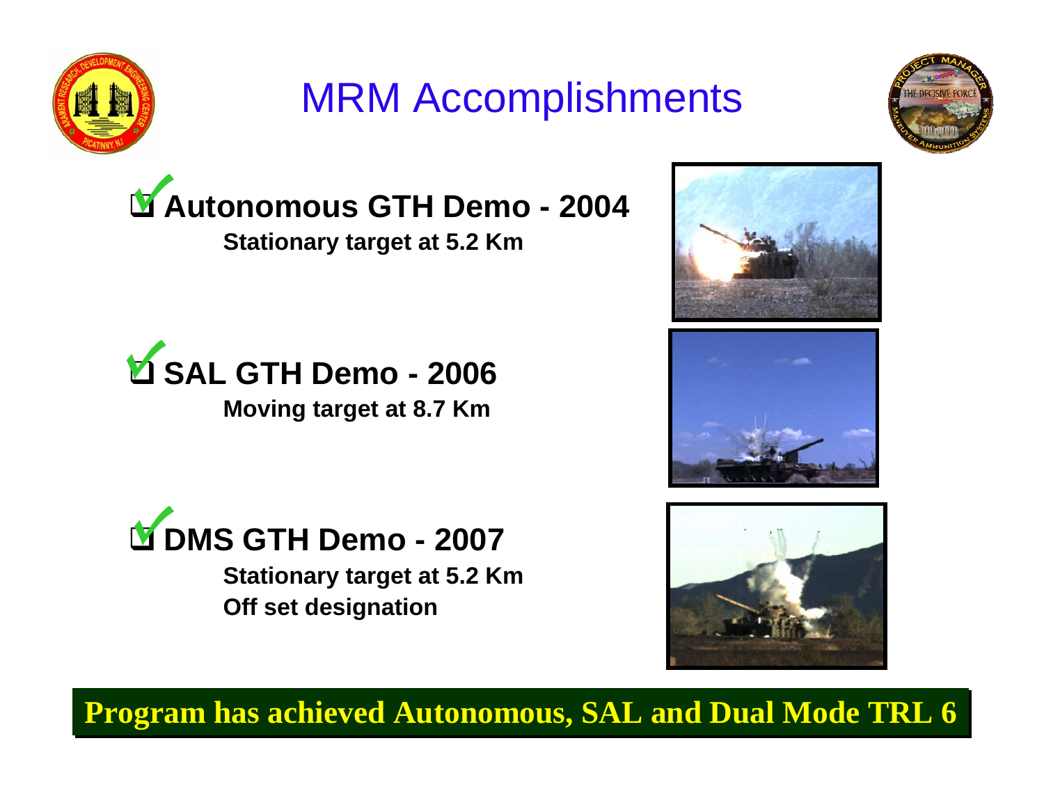# MRM Accomplishments

- ☑ **Autonomous GTH Demo - 2004**
  - **Stationary target at 5.2 Km**

- ☑ **SAL GTH Demo - 2006**
  - **Moving target at 8.7 Km**

- ☑ **DMS GTH Demo - 2007**
  - **Stationary target at 5.2 Km**
  - **Off set designation**

**Program has achieved Autonomous, SAL and Dual Mode TRL 6**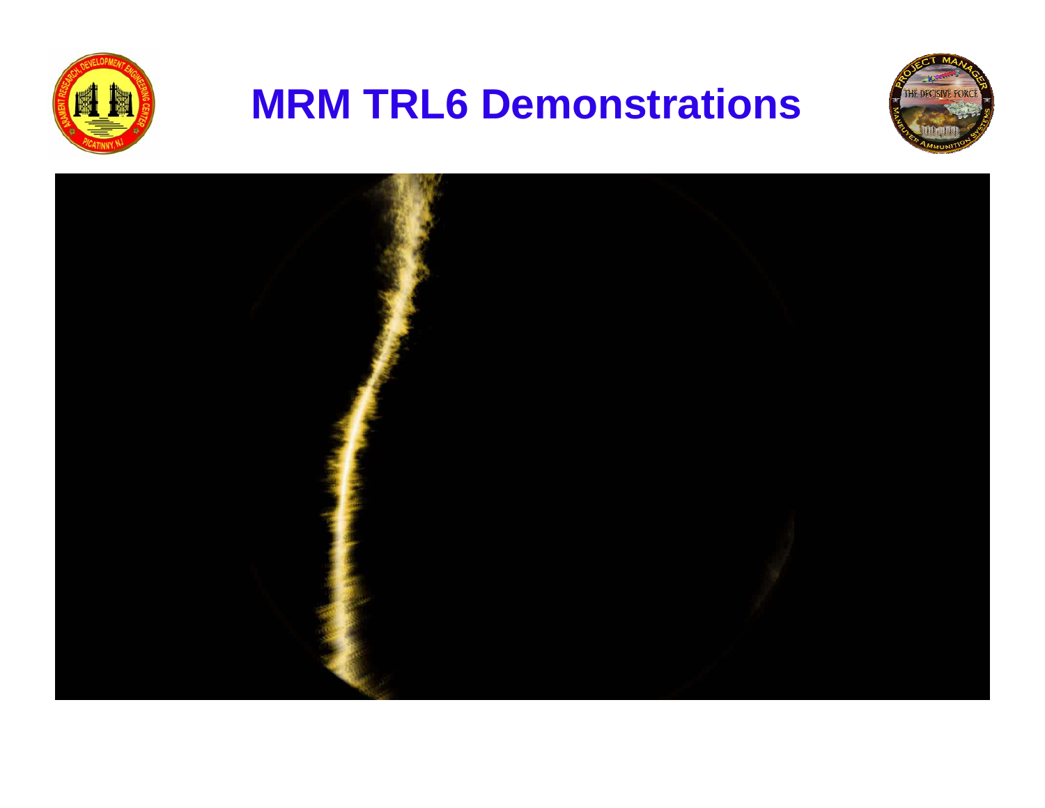# MRM TRL6 Demonstrations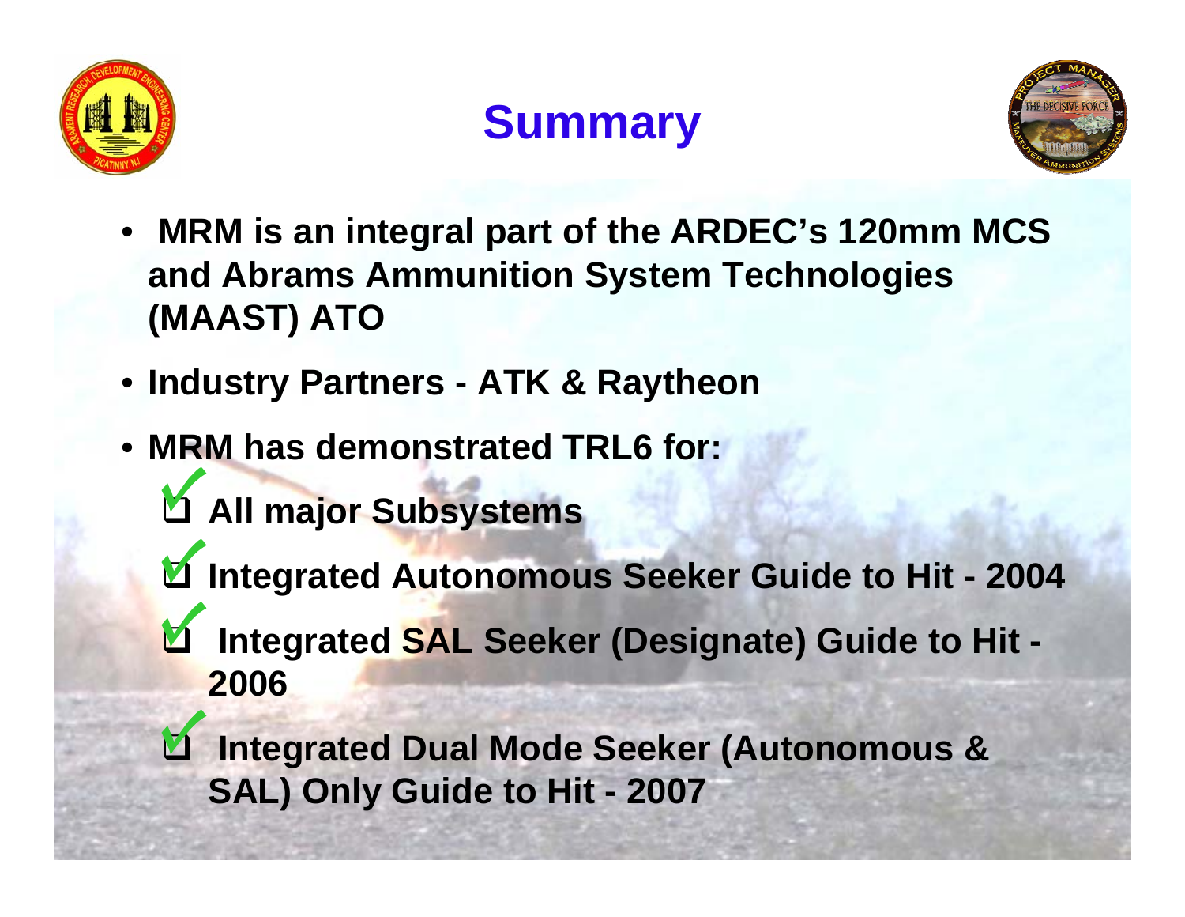# Summary

- MRM is an integral part of the ARDEC's 120mm MCS and Abrams Ammunition System Technologies (MAAST) ATO
- Industry Partners - ATK & Raytheon
- MRM has demonstrated TRL6 for:
  - ☑ All major Subsystems
  - ☑ Integrated Autonomous Seeker Guide to Hit - 2004
  - ☑ Integrated SAL Seeker (Designate) Guide to Hit - 2006
  - ☑ Integrated Dual Mode Seeker (Autonomous & SAL) Only Guide to Hit - 2007